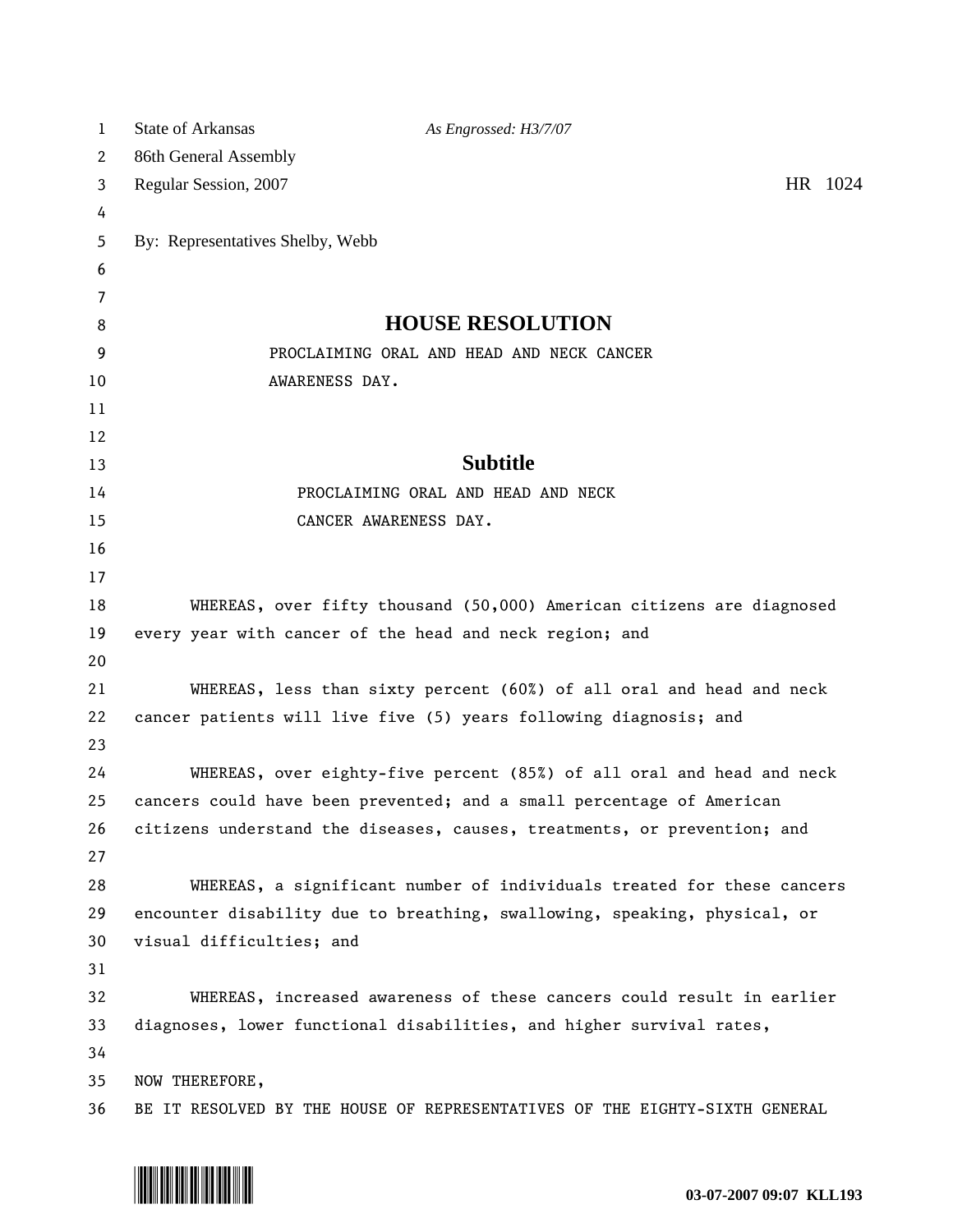State of Arkansas *As Engrossed: H3/7/07*
86th General Assembly
Regular Session, 2007 HR 1024

By: Representatives Shelby, Webb

# HOUSE RESOLUTION

PROCLAIMING ORAL AND HEAD AND NECK CANCER AWARENESS DAY.

## Subtitle

PROCLAIMING ORAL AND HEAD AND NECK CANCER AWARENESS DAY.

WHEREAS, over fifty thousand (50,000) American citizens are diagnosed every year with cancer of the head and neck region; and

WHEREAS, less than sixty percent (60%) of all oral and head and neck cancer patients will live five (5) years following diagnosis; and

WHEREAS, over eighty-five percent (85%) of all oral and head and neck cancers could have been prevented; and a small percentage of American citizens understand the diseases, causes, treatments, or prevention; and

WHEREAS, a significant number of individuals treated for these cancers encounter disability due to breathing, swallowing, speaking, physical, or visual difficulties; and

WHEREAS, increased awareness of these cancers could result in earlier diagnoses, lower functional disabilities, and higher survival rates,

NOW THEREFORE,
BE IT RESOLVED BY THE HOUSE OF REPRESENTATIVES OF THE EIGHTY-SIXTH GENERAL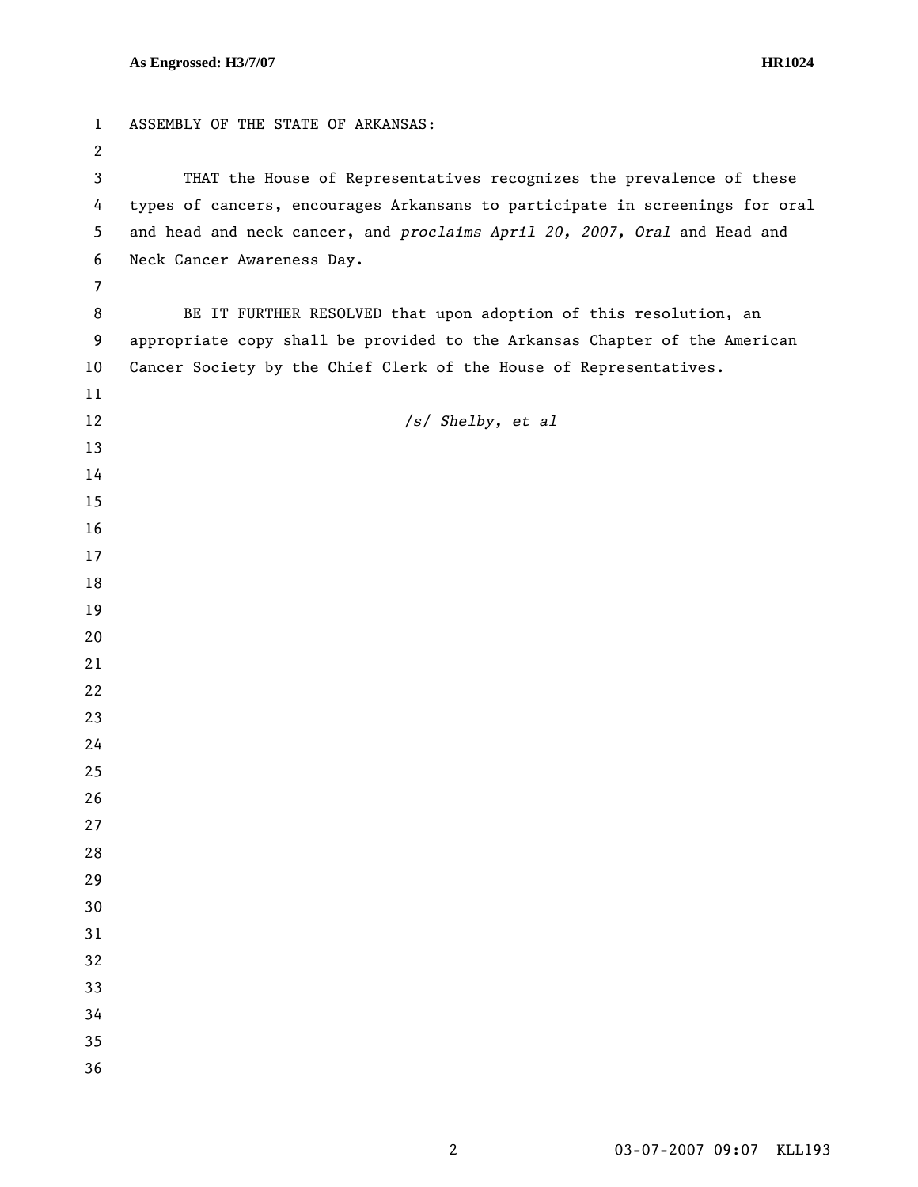ASSEMBLY OF THE STATE OF ARKANSAS:

THAT the House of Representatives recognizes the prevalence of these types of cancers, encourages Arkansans to participate in screenings for oral and head and neck cancer, and *proclaims April 20, 2007, Oral* and Head and Neck Cancer Awareness Day.

BE IT FURTHER RESOLVED that upon adoption of this resolution, an appropriate copy shall be provided to the Arkansas Chapter of the American Cancer Society by the Chief Clerk of the House of Representatives.

*/s/ Shelby, et al*